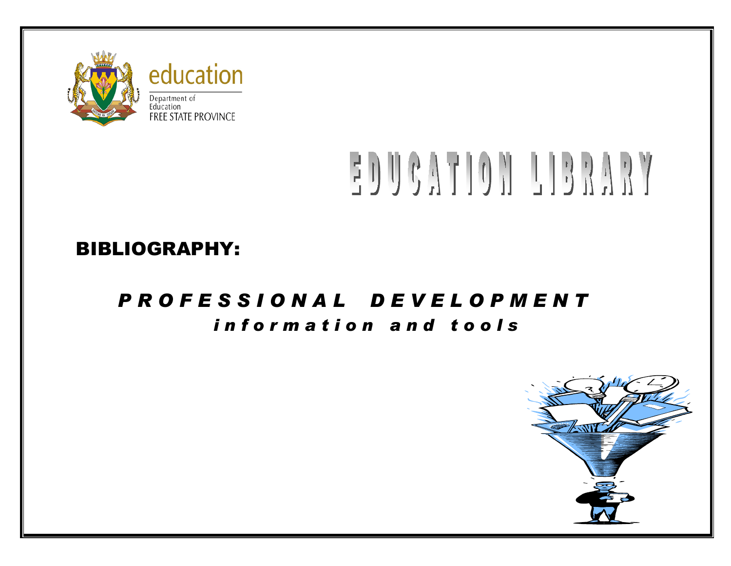education

Department of Education
FREE STATE PROVINCE

# EDUCATION LIBRARY

## BIBLIOGRAPHY:

### *PROFESSIONAL DEVELOPMENT*

*information and tools*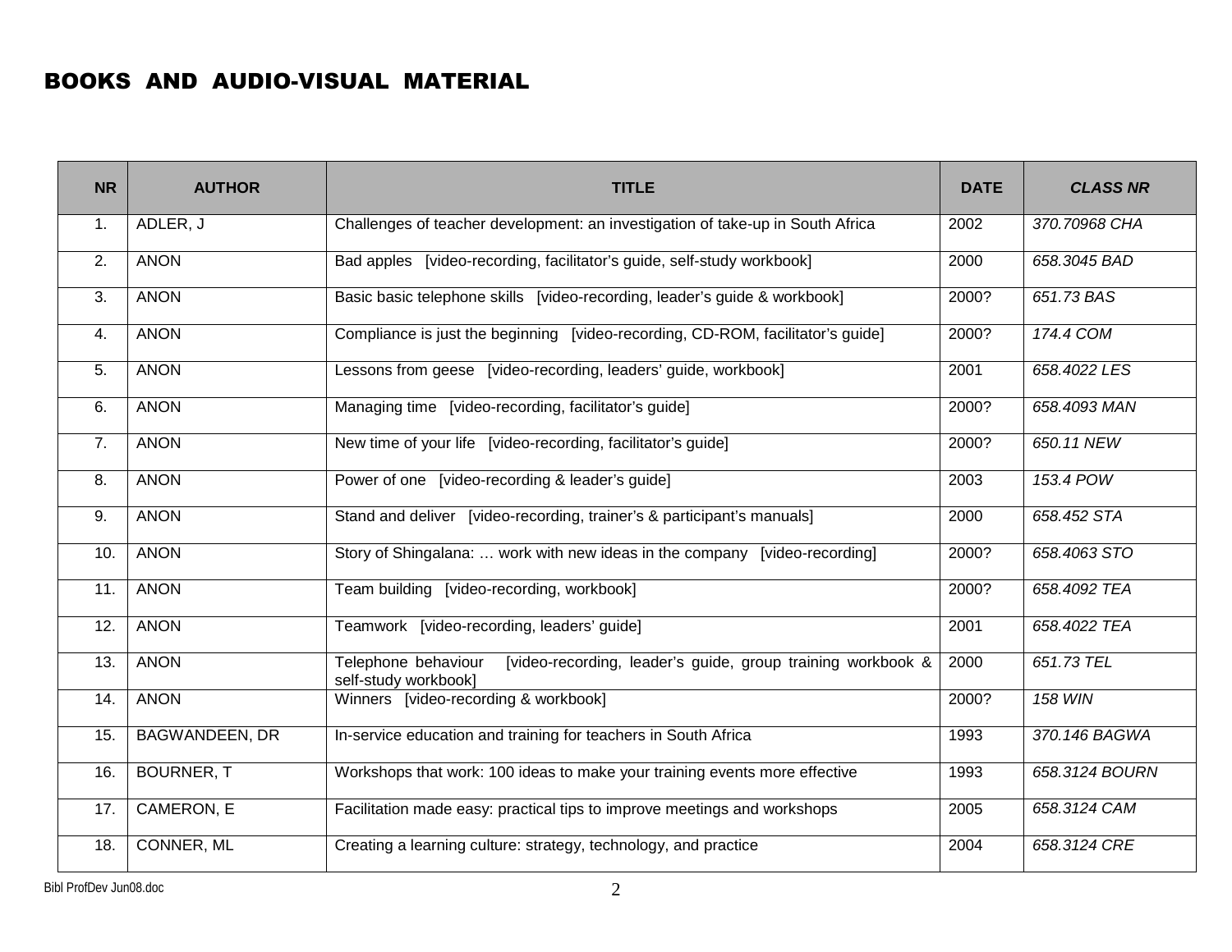# BOOKS AND AUDIO-VISUAL MATERIAL

| NR | AUTHOR | TITLE | DATE | *CLASS NR* |
|---|---|---|---|---|
| 1. | ADLER, J | Challenges of teacher development: an investigation of take-up in South Africa | 2002 | *370.70968 CHA* |
| 2. | ANON | Bad apples [video-recording, facilitator's guide, self-study workbook] | 2000 | *658.3045 BAD* |
| 3. | ANON | Basic basic telephone skills [video-recording, leader's guide & workbook] | 2000? | *651.73 BAS* |
| 4. | ANON | Compliance is just the beginning [video-recording, CD-ROM, facilitator's guide] | 2000? | *174.4 COM* |
| 5. | ANON | Lessons from geese [video-recording, leaders' guide, workbook] | 2001 | *658.4022 LES* |
| 6. | ANON | Managing time [video-recording, facilitator's guide] | 2000? | *658.4093 MAN* |
| 7. | ANON | New time of your life [video-recording, facilitator's guide] | 2000? | *650.11 NEW* |
| 8. | ANON | Power of one [video-recording & leader's guide] | 2003 | *153.4 POW* |
| 9. | ANON | Stand and deliver [video-recording, trainer's & participant's manuals] | 2000 | *658.452 STA* |
| 10. | ANON | Story of Shingalana: … work with new ideas in the company [video-recording] | 2000? | *658.4063 STO* |
| 11. | ANON | Team building [video-recording, workbook] | 2000? | *658.4092 TEA* |
| 12. | ANON | Teamwork [video-recording, leaders' guide] | 2001 | *658.4022 TEA* |
| 13. | ANON | Telephone behaviour [video-recording, leader's guide, group training workbook & self-study workbook] | 2000 | *651.73 TEL* |
| 14. | ANON | Winners [video-recording & workbook] | 2000? | *158 WIN* |
| 15. | BAGWANDEEN, DR | In-service education and training for teachers in South Africa | 1993 | *370.146 BAGWA* |
| 16. | BOURNER, T | Workshops that work: 100 ideas to make your training events more effective | 1993 | *658.3124 BOURN* |
| 17. | CAMERON, E | Facilitation made easy: practical tips to improve meetings and workshops | 2005 | *658.3124 CAM* |
| 18. | CONNER, ML | Creating a learning culture: strategy, technology, and practice | 2004 | *658.3124 CRE* |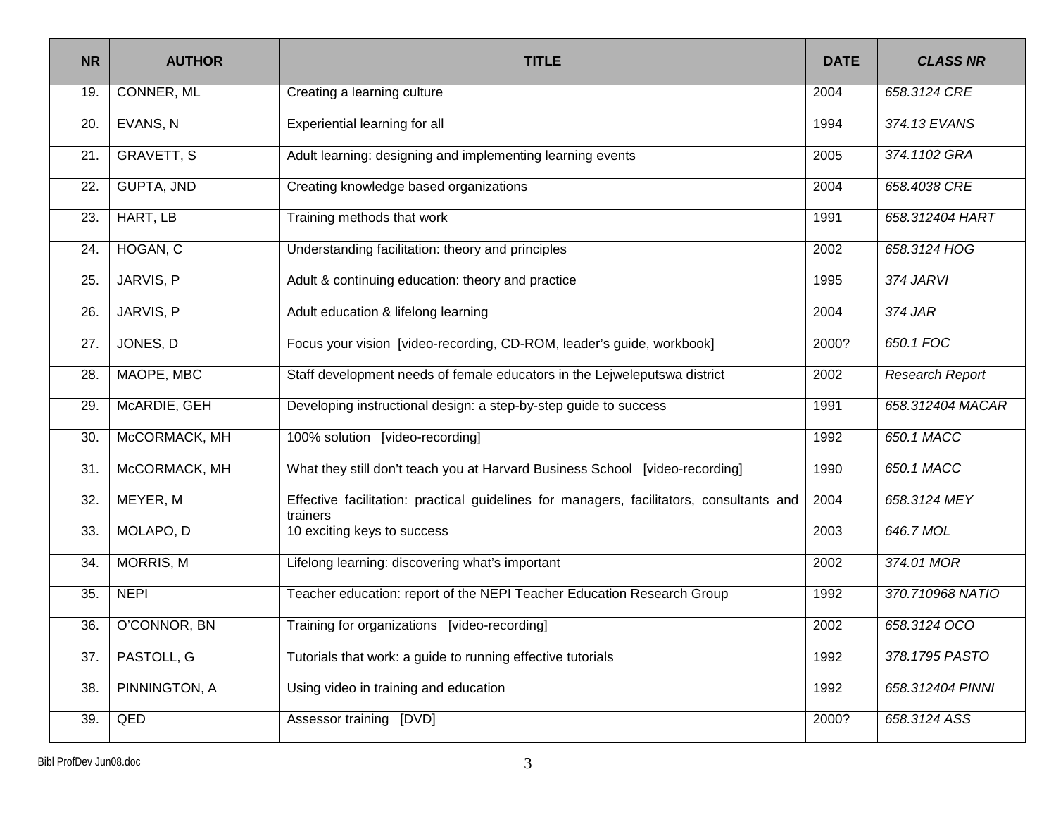| NR | AUTHOR | TITLE | DATE | *CLASS NR* |
|---|---|---|---|---|
| 19. | CONNER, ML | Creating a learning culture | 2004 | *658.3124 CRE* |
| 20. | EVANS, N | Experiential learning for all | 1994 | *374.13 EVANS* |
| 21. | GRAVETT, S | Adult learning: designing and implementing learning events | 2005 | *374.1102 GRA* |
| 22. | GUPTA, JND | Creating knowledge based organizations | 2004 | *658.4038 CRE* |
| 23. | HART, LB | Training methods that work | 1991 | *658.312404 HART* |
| 24. | HOGAN, C | Understanding facilitation: theory and principles | 2002 | *658.3124 HOG* |
| 25. | JARVIS, P | Adult & continuing education: theory and practice | 1995 | *374 JARVI* |
| 26. | JARVIS, P | Adult education & lifelong learning | 2004 | *374 JAR* |
| 27. | JONES, D | Focus your vision [video-recording, CD-ROM, leader's guide, workbook] | 2000? | *650.1 FOC* |
| 28. | MAOPE, MBC | Staff development needs of female educators in the Lejweleputswa district | 2002 | *Research Report* |
| 29. | McARDIE, GEH | Developing instructional design: a step-by-step guide to success | 1991 | *658.312404 MACAR* |
| 30. | McCORMACK, MH | 100% solution [video-recording] | 1992 | *650.1 MACC* |
| 31. | McCORMACK, MH | What they still don't teach you at Harvard Business School [video-recording] | 1990 | *650.1 MACC* |
| 32. | MEYER, M | Effective facilitation: practical guidelines for managers, facilitators, consultants and trainers | 2004 | *658.3124 MEY* |
| 33. | MOLAPO, D | 10 exciting keys to success | 2003 | *646.7 MOL* |
| 34. | MORRIS, M | Lifelong learning: discovering what's important | 2002 | *374.01 MOR* |
| 35. | NEPI | Teacher education: report of the NEPI Teacher Education Research Group | 1992 | *370.710968 NATIO* |
| 36. | O'CONNOR, BN | Training for organizations [video-recording] | 2002 | *658.3124 OCO* |
| 37. | PASTOLL, G | Tutorials that work: a guide to running effective tutorials | 1992 | *378.1795 PASTO* |
| 38. | PINNINGTON, A | Using video in training and education | 1992 | *658.312404 PINNI* |
| 39. | QED | Assessor training [DVD] | 2000? | *658.3124 ASS* |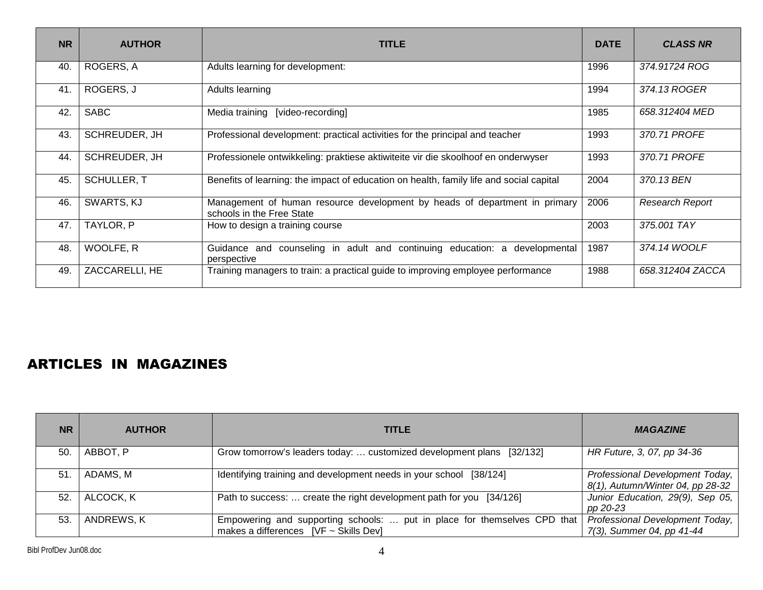| NR | AUTHOR | TITLE | DATE | *CLASS NR* |
|---|---|---|---|---|
| 40. | ROGERS, A | Adults learning for development: | 1996 | *374.91724 ROG* |
| 41. | ROGERS, J | Adults learning | 1994 | *374.13 ROGER* |
| 42. | SABC | Media training [video-recording] | 1985 | *658.312404 MED* |
| 43. | SCHREUDER, JH | Professional development: practical activities for the principal and teacher | 1993 | *370.71 PROFE* |
| 44. | SCHREUDER, JH | Professionele ontwikkeling: praktiese aktiwiteite vir die skoolhoof en onderwyser | 1993 | *370.71 PROFE* |
| 45. | SCHULLER, T | Benefits of learning: the impact of education on health, family life and social capital | 2004 | *370.13 BEN* |
| 46. | SWARTS, KJ | Management of human resource development by heads of department in primary schools in the Free State | 2006 | *Research Report* |
| 47. | TAYLOR, P | How to design a training course | 2003 | *375.001 TAY* |
| 48. | WOOLFE, R | Guidance and counseling in adult and continuing education: a developmental perspective | 1987 | *374.14 WOOLF* |
| 49. | ZACCARELLI, HE | Training managers to train: a practical guide to improving employee performance | 1988 | *658.312404 ZACCA* |

## ARTICLES IN MAGAZINES

| NR | AUTHOR | TITLE | *MAGAZINE* |
|---|---|---|---|
| 50. | ABBOT, P | Grow tomorrow's leaders today: … customized development plans [32/132] | *HR Future, 3, 07, pp 34-36* |
| 51. | ADAMS, M | Identifying training and development needs in your school [38/124] | *Professional Development Today, 8(1), Autumn/Winter 04, pp 28-32* |
| 52. | ALCOCK, K | Path to success: … create the right development path for you [34/126] | *Junior Education, 29(9), Sep 05, pp 20-23* |
| 53. | ANDREWS, K | Empowering and supporting schools: … put in place for themselves CPD that makes a differences [VF ~ Skills Dev] | *Professional Development Today, 7(3), Summer 04, pp 41-44* |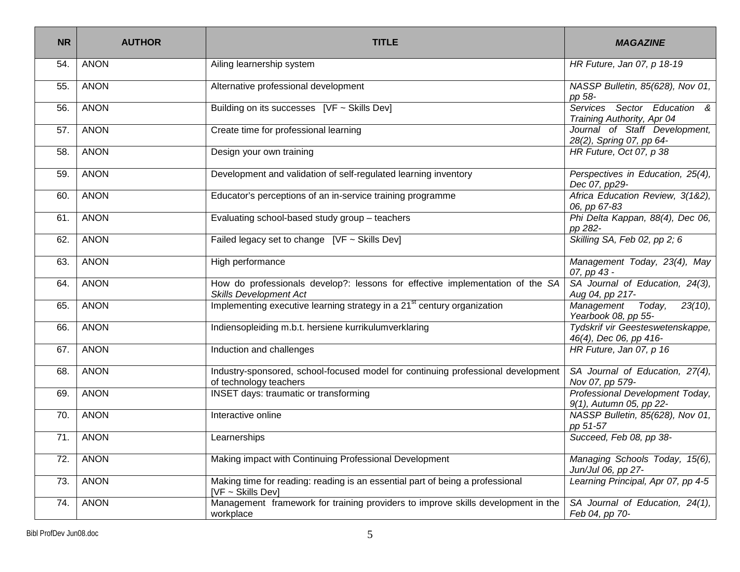| NR | AUTHOR | TITLE | *MAGAZINE* |
|---|---|---|---|
| 54. | ANON | Ailing learnership system | *HR Future, Jan 07, p 18-19* |
| 55. | ANON | Alternative professional development | *NASSP Bulletin, 85(628), Nov 01, pp 58-* |
| 56. | ANON | Building on its successes [VF ~ Skills Dev] | *Services Sector Education & Training Authority, Apr 04* |
| 57. | ANON | Create time for professional learning | *Journal of Staff Development, 28(2), Spring 07, pp 64-* |
| 58. | ANON | Design your own training | *HR Future, Oct 07, p 38* |
| 59. | ANON | Development and validation of self-regulated learning inventory | *Perspectives in Education, 25(4), Dec 07, pp29-* |
| 60. | ANON | Educator's perceptions of an in-service training programme | *Africa Education Review, 3(1&2), 06, pp 67-83* |
| 61. | ANON | Evaluating school-based study group – teachers | *Phi Delta Kappan, 88(4), Dec 06, pp 282-* |
| 62. | ANON | Failed legacy set to change [VF ~ Skills Dev] | *Skilling SA, Feb 02, pp 2; 6* |
| 63. | ANON | High performance | *Management Today, 23(4), May 07, pp 43 -* |
| 64. | ANON | How do professionals develop?: lessons for effective implementation of the *SA Skills Development Act* | *SA Journal of Education, 24(3), Aug 04, pp 217-* |
| 65. | ANON | Implementing executive learning strategy in a 21st century organization | *Management Today, 23(10), Yearbook 08, pp 55-* |
| 66. | ANON | Indiensopleiding m.b.t. hersiene kurrikulumverklaring | *Tydskrif vir Geesteswetenskappe, 46(4), Dec 06, pp 416-* |
| 67. | ANON | Induction and challenges | *HR Future, Jan 07, p 16* |
| 68. | ANON | Industry-sponsored, school-focused model for continuing professional development of technology teachers | *SA Journal of Education, 27(4), Nov 07, pp 579-* |
| 69. | ANON | INSET days: traumatic or transforming | *Professional Development Today, 9(1), Autumn 05, pp 22-* |
| 70. | ANON | Interactive online | *NASSP Bulletin, 85(628), Nov 01, pp 51-57* |
| 71. | ANON | Learnerships | *Succeed, Feb 08, pp 38-* |
| 72. | ANON | Making impact with Continuing Professional Development | *Managing Schools Today, 15(6), Jun/Jul 06, pp 27-* |
| 73. | ANON | Making time for reading: reading is an essential part of being a professional [VF ~ Skills Dev] | *Learning Principal, Apr 07, pp 4-5* |
| 74. | ANON | Management framework for training providers to improve skills development in the workplace | *SA Journal of Education, 24(1), Feb 04, pp 70-* |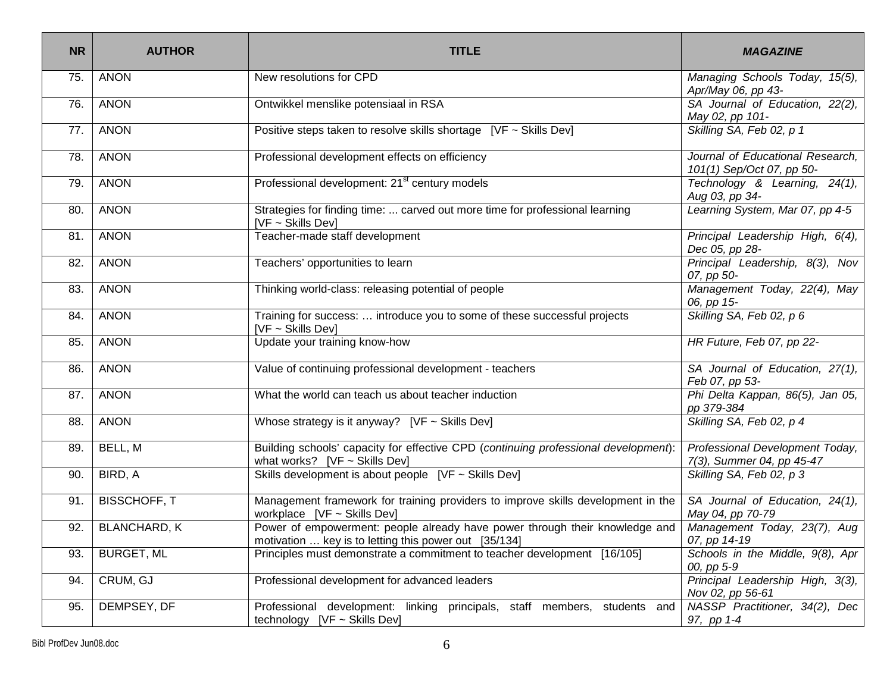| NR | AUTHOR | TITLE | *MAGAZINE* |
|---|---|---|---|
| 75. | ANON | New resolutions for CPD | *Managing Schools Today, 15(5), Apr/May 06, pp 43-* |
| 76. | ANON | Ontwikkel menslike potensiaal in RSA | *SA Journal of Education, 22(2), May 02, pp 101-* |
| 77. | ANON | Positive steps taken to resolve skills shortage [VF ~ Skills Dev] | *Skilling SA, Feb 02, p 1* |
| 78. | ANON | Professional development effects on efficiency | *Journal of Educational Research, 101(1) Sep/Oct 07, pp 50-* |
| 79. | ANON | Professional development: 21st century models | *Technology & Learning, 24(1), Aug 03, pp 34-* |
| 80. | ANON | Strategies for finding time: ... carved out more time for professional learning [VF ~ Skills Dev] | *Learning System, Mar 07, pp 4-5* |
| 81. | ANON | Teacher-made staff development | *Principal Leadership High, 6(4), Dec 05, pp 28-* |
| 82. | ANON | Teachers' opportunities to learn | *Principal Leadership, 8(3), Nov 07, pp 50-* |
| 83. | ANON | Thinking world-class: releasing potential of people | *Management Today, 22(4), May 06, pp 15-* |
| 84. | ANON | Training for success: … introduce you to some of these successful projects [VF ~ Skills Dev] | *Skilling SA, Feb 02, p 6* |
| 85. | ANON | Update your training know-how | *HR Future, Feb 07, pp 22-* |
| 86. | ANON | Value of continuing professional development - teachers | *SA Journal of Education, 27(1), Feb 07, pp 53-* |
| 87. | ANON | What the world can teach us about teacher induction | *Phi Delta Kappan, 86(5), Jan 05, pp 379-384* |
| 88. | ANON | Whose strategy is it anyway? [VF ~ Skills Dev] | *Skilling SA, Feb 02, p 4* |
| 89. | BELL, M | Building schools' capacity for effective CPD (*continuing professional development*): what works? [VF ~ Skills Dev] | *Professional Development Today, 7(3), Summer 04, pp 45-47* |
| 90. | BIRD, A | Skills development is about people [VF ~ Skills Dev] | *Skilling SA, Feb 02, p 3* |
| 91. | BISSCHOFF, T | Management framework for training providers to improve skills development in the workplace [VF ~ Skills Dev] | *SA Journal of Education, 24(1), May 04, pp 70-79* |
| 92. | BLANCHARD, K | Power of empowerment: people already have power through their knowledge and motivation … key is to letting this power out [35/134] | *Management Today, 23(7), Aug 07, pp 14-19* |
| 93. | BURGET, ML | Principles must demonstrate a commitment to teacher development [16/105] | *Schools in the Middle, 9(8), Apr 00, pp 5-9* |
| 94. | CRUM, GJ | Professional development for advanced leaders | *Principal Leadership High, 3(3), Nov 02, pp 56-61* |
| 95. | DEMPSEY, DF | Professional development: linking principals, staff members, students and technology [VF ~ Skills Dev] | *NASSP Practitioner, 34(2), Dec 97, pp 1-4* |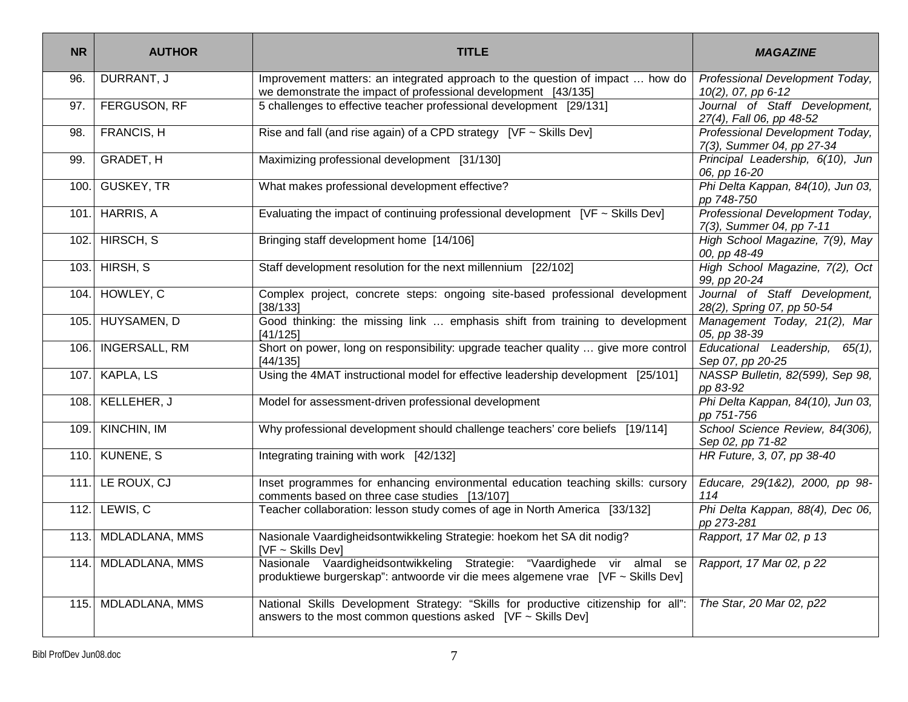| NR | AUTHOR | TITLE | *MAGAZINE* |
|---|---|---|---|
| 96. | DURRANT, J | Improvement matters: an integrated approach to the question of impact … how do we demonstrate the impact of professional development [43/135] | *Professional Development Today, 10(2), 07, pp 6-12* |
| 97. | FERGUSON, RF | 5 challenges to effective teacher professional development [29/131] | *Journal of Staff Development, 27(4), Fall 06, pp 48-52* |
| 98. | FRANCIS, H | Rise and fall (and rise again) of a CPD strategy [VF ~ Skills Dev] | *Professional Development Today, 7(3), Summer 04, pp 27-34* |
| 99. | GRADET, H | Maximizing professional development [31/130] | *Principal Leadership, 6(10), Jun 06, pp 16-20* |
| 100. | GUSKEY, TR | What makes professional development effective? | *Phi Delta Kappan, 84(10), Jun 03, pp 748-750* |
| 101. | HARRIS, A | Evaluating the impact of continuing professional development [VF ~ Skills Dev] | *Professional Development Today, 7(3), Summer 04, pp 7-11* |
| 102. | HIRSCH, S | Bringing staff development home [14/106] | *High School Magazine, 7(9), May 00, pp 48-49* |
| 103. | HIRSH, S | Staff development resolution for the next millennium [22/102] | *High School Magazine, 7(2), Oct 99, pp 20-24* |
| 104. | HOWLEY, C | Complex project, concrete steps: ongoing site-based professional development [38/133] | *Journal of Staff Development, 28(2), Spring 07, pp 50-54* |
| 105. | HUYSAMEN, D | Good thinking: the missing link … emphasis shift from training to development [41/125] | *Management Today, 21(2), Mar 05, pp 38-39* |
| 106. | INGERSALL, RM | Short on power, long on responsibility: upgrade teacher quality … give more control [44/135] | *Educational Leadership, 65(1), Sep 07, pp 20-25* |
| 107. | KAPLA, LS | Using the 4MAT instructional model for effective leadership development [25/101] | *NASSP Bulletin, 82(599), Sep 98, pp 83-92* |
| 108. | KELLEHER, J | Model for assessment-driven professional development | *Phi Delta Kappan, 84(10), Jun 03, pp 751-756* |
| 109. | KINCHIN, IM | Why professional development should challenge teachers' core beliefs [19/114] | *School Science Review, 84(306), Sep 02, pp 71-82* |
| 110. | KUNENE, S | Integrating training with work [42/132] | *HR Future, 3, 07, pp 38-40* |
| 111. | LE ROUX, CJ | Inset programmes for enhancing environmental education teaching skills: cursory comments based on three case studies [13/107] | *Educare, 29(1&2), 2000, pp 98-114* |
| 112. | LEWIS, C | Teacher collaboration: lesson study comes of age in North America [33/132] | *Phi Delta Kappan, 88(4), Dec 06, pp 273-281* |
| 113. | MDLADLANA, MMS | Nasionale Vaardigheidsontwikkeling Strategie: hoekom het SA dit nodig? [VF ~ Skills Dev] | *Rapport, 17 Mar 02, p 13* |
| 114. | MDLADLANA, MMS | Nasionale Vaardigheidsontwikkeling Strategie: "Vaardighede vir almal se produktiewe burgerskap": antwoorde vir die mees algemene vrae [VF ~ Skills Dev] | *Rapport, 17 Mar 02, p 22* |
| 115. | MDLADLANA, MMS | National Skills Development Strategy: "Skills for productive citizenship for all": answers to the most common questions asked [VF ~ Skills Dev] | *The Star, 20 Mar 02, p22* |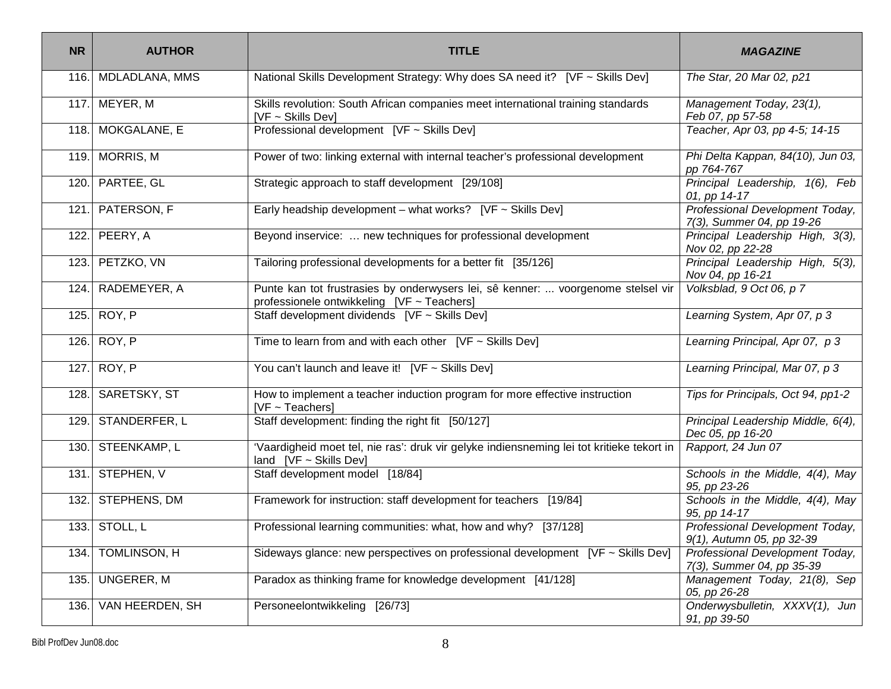| NR | AUTHOR | TITLE | *MAGAZINE* |
|---|---|---|---|
| 116. | MDLADLANA, MMS | National Skills Development Strategy: Why does SA need it? [VF ~ Skills Dev] | *The Star, 20 Mar 02, p21* |
| 117. | MEYER, M | Skills revolution: South African companies meet international training standards [VF ~ Skills Dev] | *Management Today, 23(1), Feb 07, pp 57-58* |
| 118. | MOKGALANE, E | Professional development [VF ~ Skills Dev] | *Teacher, Apr 03, pp 4-5; 14-15* |
| 119. | MORRIS, M | Power of two: linking external with internal teacher's professional development | *Phi Delta Kappan, 84(10), Jun 03, pp 764-767* |
| 120. | PARTEE, GL | Strategic approach to staff development [29/108] | *Principal Leadership, 1(6), Feb 01, pp 14-17* |
| 121. | PATERSON, F | Early headship development – what works? [VF ~ Skills Dev] | *Professional Development Today, 7(3), Summer 04, pp 19-26* |
| 122. | PEERY, A | Beyond inservice: … new techniques for professional development | *Principal Leadership High, 3(3), Nov 02, pp 22-28* |
| 123. | PETZKO, VN | Tailoring professional developments for a better fit [35/126] | *Principal Leadership High, 5(3), Nov 04, pp 16-21* |
| 124. | RADEMEYER, A | Punte kan tot frustrasies by onderwysers lei, sê kenner: ... voorgenome stelsel vir professionele ontwikkeling [VF ~ Teachers] | *Volksblad, 9 Oct 06, p 7* |
| 125. | ROY, P | Staff development dividends [VF ~ Skills Dev] | *Learning System, Apr 07, p 3* |
| 126. | ROY, P | Time to learn from and with each other [VF ~ Skills Dev] | *Learning Principal, Apr 07, p 3* |
| 127. | ROY, P | You can't launch and leave it! [VF ~ Skills Dev] | *Learning Principal, Mar 07, p 3* |
| 128. | SARETSKY, ST | How to implement a teacher induction program for more effective instruction [VF ~ Teachers] | *Tips for Principals, Oct 94, pp1-2* |
| 129. | STANDERFER, L | Staff development: finding the right fit [50/127] | *Principal Leadership Middle, 6(4), Dec 05, pp 16-20* |
| 130. | STEENKAMP, L | 'Vaardigheid moet tel, nie ras': druk vir gelyke indiensneming lei tot kritieke tekort in land [VF ~ Skills Dev] | *Rapport, 24 Jun 07* |
| 131. | STEPHEN, V | Staff development model [18/84] | *Schools in the Middle, 4(4), May 95, pp 23-26* |
| 132. | STEPHENS, DM | Framework for instruction: staff development for teachers [19/84] | *Schools in the Middle, 4(4), May 95, pp 14-17* |
| 133. | STOLL, L | Professional learning communities: what, how and why? [37/128] | *Professional Development Today, 9(1), Autumn 05, pp 32-39* |
| 134. | TOMLINSON, H | Sideways glance: new perspectives on professional development [VF ~ Skills Dev] | *Professional Development Today, 7(3), Summer 04, pp 35-39* |
| 135. | UNGERER, M | Paradox as thinking frame for knowledge development [41/128] | *Management Today, 21(8), Sep 05, pp 26-28* |
| 136. | VAN HEERDEN, SH | Personeelontwikkeling [26/73] | *Onderwysbulletin, XXXV(1), Jun 91, pp 39-50* |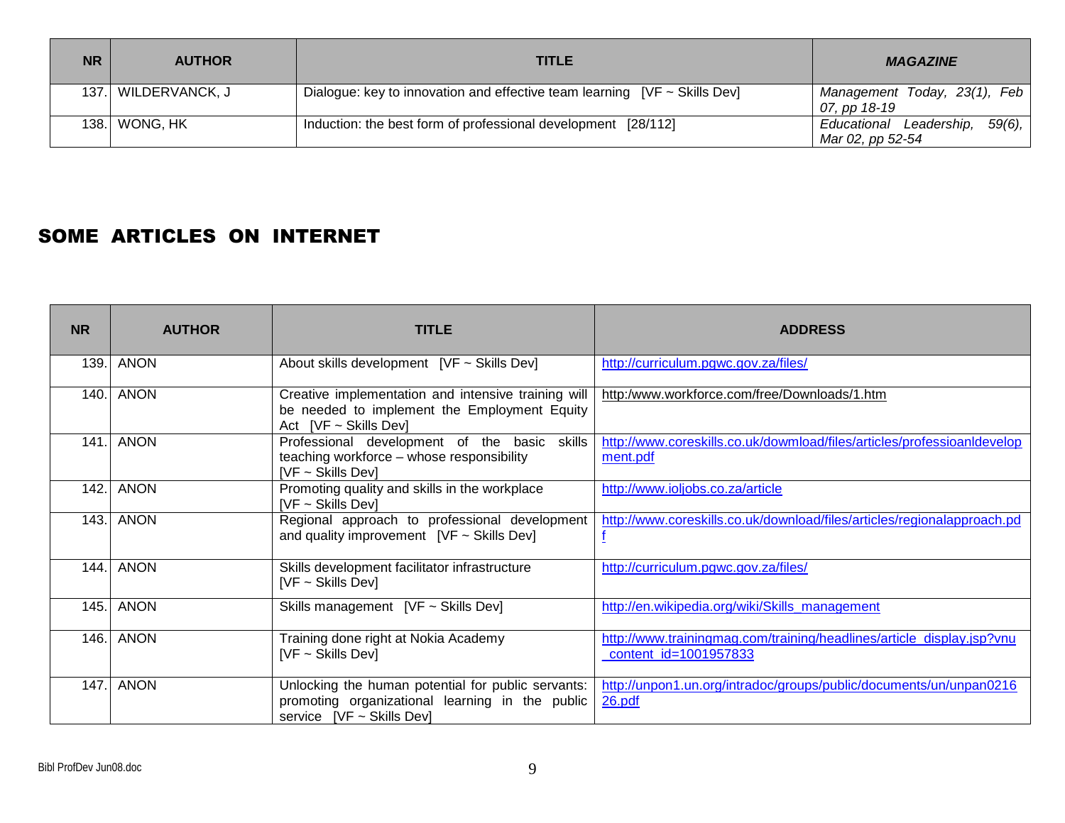| NR | AUTHOR | TITLE | *MAGAZINE* |
|---|---|---|---|
| 137. | WILDERVANCK, J | Dialogue: key to innovation and effective team learning [VF ~ Skills Dev] | *Management Today, 23(1), Feb 07, pp 18-19* |
| 138. | WONG, HK | Induction: the best form of professional development [28/112] | *Educational Leadership, 59(6), Mar 02, pp 52-54* |

# SOME ARTICLES ON INTERNET

| NR | AUTHOR | TITLE | ADDRESS |
|---|---|---|---|
| 139. | ANON | About skills development [VF ~ Skills Dev] | http://curriculum.pgwc.gov.za/files/ |
| 140. | ANON | Creative implementation and intensive training will be needed to implement the Employment Equity Act [VF ~ Skills Dev] | http:/www.workforce.com/free/Downloads/1.htm |
| 141. | ANON | Professional development of the basic skills teaching workforce – whose responsibility [VF ~ Skills Dev] | http://www.coreskills.co.uk/dowmload/files/articles/professioanldevelopment.pdf |
| 142. | ANON | Promoting quality and skills in the workplace [VF ~ Skills Dev] | http://www.ioljobs.co.za/article |
| 143. | ANON | Regional approach to professional development and quality improvement [VF ~ Skills Dev] | http://www.coreskills.co.uk/download/files/articles/regionalapproach.pdf |
| 144. | ANON | Skills development facilitator infrastructure [VF ~ Skills Dev] | http://curriculum.pgwc.gov.za/files/ |
| 145. | ANON | Skills management [VF ~ Skills Dev] | http://en.wikipedia.org/wiki/Skills_management |
| 146. | ANON | Training done right at Nokia Academy [VF ~ Skills Dev] | http://www.trainingmag.com/training/headlines/article_display.jsp?vnu_content_id=1001957833 |
| 147. | ANON | Unlocking the human potential for public servants: promoting organizational learning in the public service [VF ~ Skills Dev] | http://unpon1.un.org/intradoc/groups/public/documents/un/unpan021626.pdf |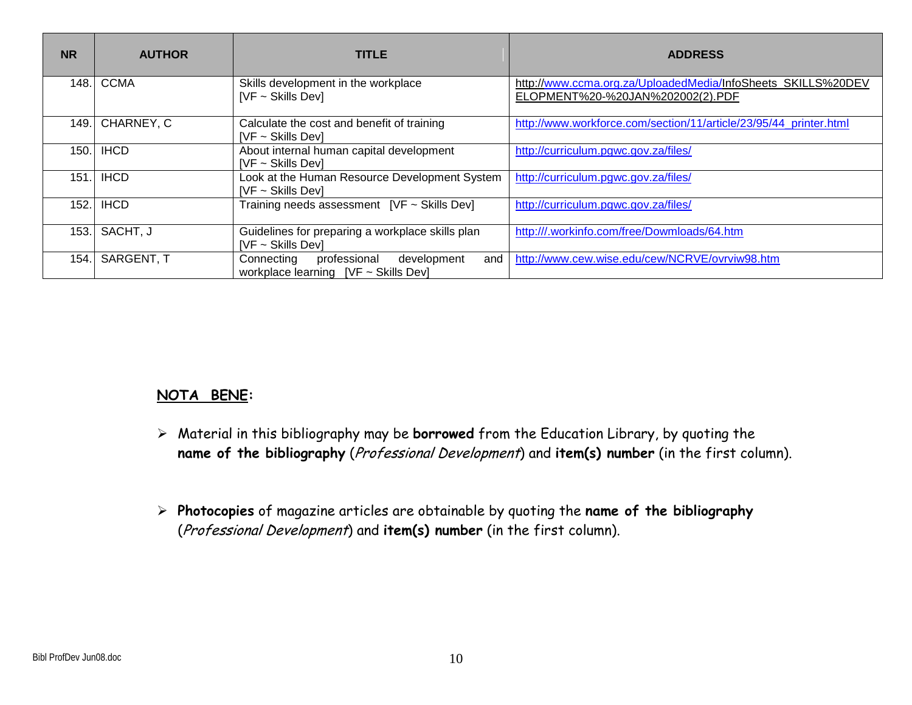| NR | AUTHOR | TITLE | ADDRESS |
|---|---|---|---|
| 148. | CCMA | Skills development in the workplace [VF ~ Skills Dev] | http://www.ccma.org.za/UploadedMedia/InfoSheets_SKILLS%20DEVELOPMENT%20-%20JAN%202002(2).PDF |
| 149. | CHARNEY, C | Calculate the cost and benefit of training [VF ~ Skills Dev] | http://www.workforce.com/section/11/article/23/95/44_printer.html |
| 150. | IHCD | About internal human capital development [VF ~ Skills Dev] | http://curriculum.pgwc.gov.za/files/ |
| 151. | IHCD | Look at the Human Resource Development System [VF ~ Skills Dev] | http://curriculum.pgwc.gov.za/files/ |
| 152. | IHCD | Training needs assessment [VF ~ Skills Dev] | http://curriculum.pgwc.gov.za/files/ |
| 153. | SACHT, J | Guidelines for preparing a workplace skills plan [VF ~ Skills Dev] | http:///.workinfo.com/free/Dowmloads/64.htm |
| 154. | SARGENT, T | Connecting professional development and workplace learning [VF ~ Skills Dev] | http://www.cew.wise.edu/cew/NCRVE/ovrviw98.htm |

**NOTA BENE:**

- Material in this bibliography may be **borrowed** from the Education Library, by quoting the **name of the bibliography** (*Professional Development*) and **item(s) number** (in the first column).

- **Photocopies** of magazine articles are obtainable by quoting the **name of the bibliography** (*Professional Development*) and **item(s) number** (in the first column).

Bibl ProfDev Jun08.doc